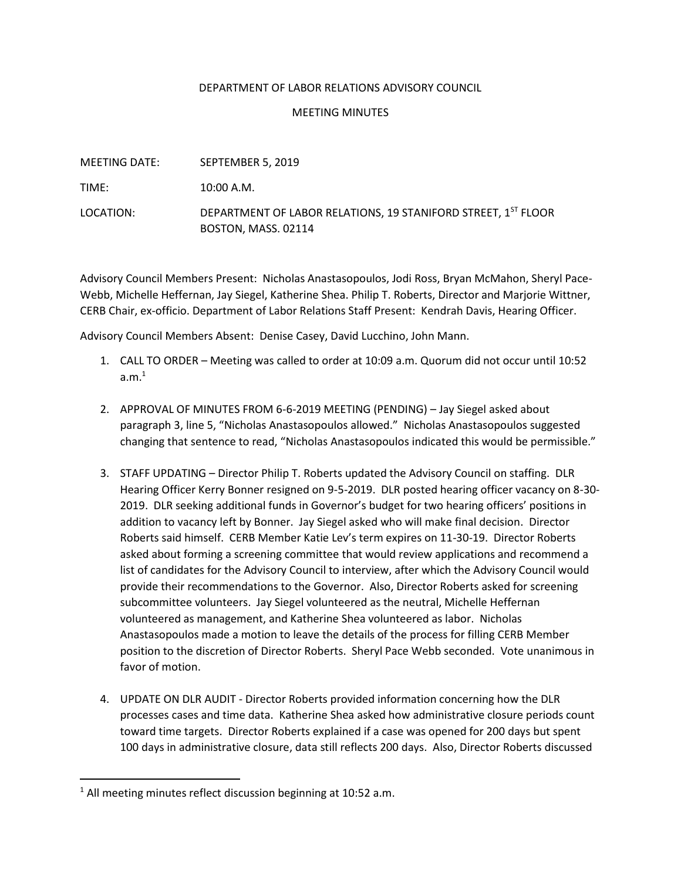# DEPARTMENT OF LABOR RELATIONS ADVISORY COUNCIL

## MEETING MINUTES

MEETING DATE: SEPTEMBER 5, 2019

TIME: 10:00 A.M.

LOCATION: DEPARTMENT OF LABOR RELATIONS, 19 STANIFORD STREET, 1ST FLOOR BOSTON, MASS. 02114

Advisory Council Members Present: Nicholas Anastasopoulos, Jodi Ross, Bryan McMahon, Sheryl Pace-Webb, Michelle Heffernan, Jay Siegel, Katherine Shea. Philip T. Roberts, Director and Marjorie Wittner, CERB Chair, ex-officio. Department of Labor Relations Staff Present: Kendrah Davis, Hearing Officer.

Advisory Council Members Absent: Denise Casey, David Lucchino, John Mann.

1. CALL TO ORDER – Meeting was called to order at 10:09 a.m. Quorum did not occur until 10:52 a.m.[1]

2. APPROVAL OF MINUTES FROM 6-6-2019 MEETING (PENDING) – Jay Siegel asked about paragraph 3, line 5, "Nicholas Anastasopoulos allowed." Nicholas Anastasopoulos suggested changing that sentence to read, "Nicholas Anastasopoulos indicated this would be permissible."

3. STAFF UPDATING – Director Philip T. Roberts updated the Advisory Council on staffing. DLR Hearing Officer Kerry Bonner resigned on 9-5-2019. DLR posted hearing officer vacancy on 8-30-2019. DLR seeking additional funds in Governor's budget for two hearing officers' positions in addition to vacancy left by Bonner. Jay Siegel asked who will make final decision. Director Roberts said himself. CERB Member Katie Lev's term expires on 11-30-19. Director Roberts asked about forming a screening committee that would review applications and recommend a list of candidates for the Advisory Council to interview, after which the Advisory Council would provide their recommendations to the Governor. Also, Director Roberts asked for screening subcommittee volunteers. Jay Siegel volunteered as the neutral, Michelle Heffernan volunteered as management, and Katherine Shea volunteered as labor. Nicholas Anastasopoulos made a motion to leave the details of the process for filling CERB Member position to the discretion of Director Roberts. Sheryl Pace Webb seconded. Vote unanimous in favor of motion.

4. UPDATE ON DLR AUDIT - Director Roberts provided information concerning how the DLR processes cases and time data. Katherine Shea asked how administrative closure periods count toward time targets. Director Roberts explained if a case was opened for 200 days but spent 100 days in administrative closure, data still reflects 200 days. Also, Director Roberts discussed

[1] All meeting minutes reflect discussion beginning at 10:52 a.m.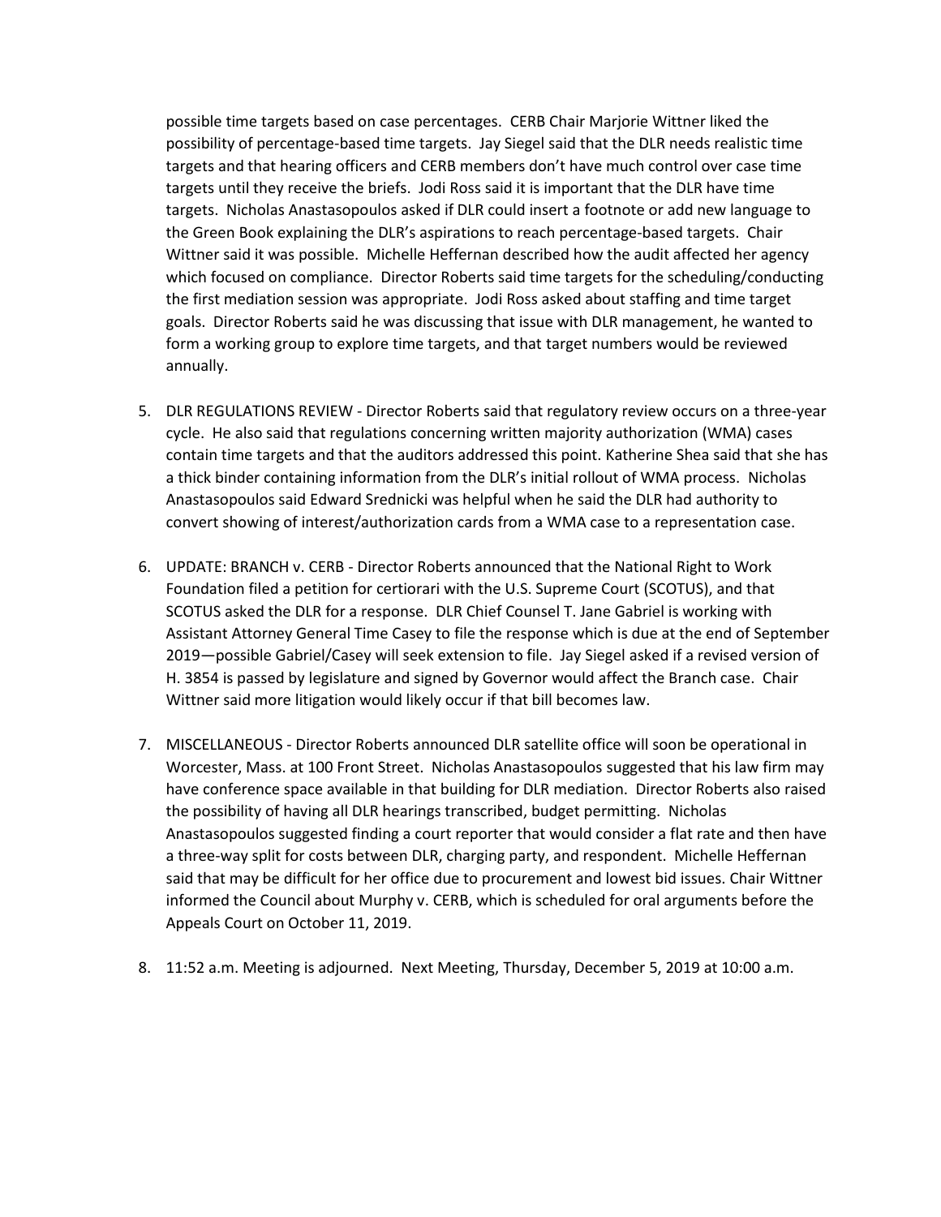possible time targets based on case percentages. CERB Chair Marjorie Wittner liked the possibility of percentage-based time targets. Jay Siegel said that the DLR needs realistic time targets and that hearing officers and CERB members don't have much control over case time targets until they receive the briefs. Jodi Ross said it is important that the DLR have time targets. Nicholas Anastasopoulos asked if DLR could insert a footnote or add new language to the Green Book explaining the DLR's aspirations to reach percentage-based targets. Chair Wittner said it was possible. Michelle Heffernan described how the audit affected her agency which focused on compliance. Director Roberts said time targets for the scheduling/conducting the first mediation session was appropriate. Jodi Ross asked about staffing and time target goals. Director Roberts said he was discussing that issue with DLR management, he wanted to form a working group to explore time targets, and that target numbers would be reviewed annually.

5. DLR REGULATIONS REVIEW - Director Roberts said that regulatory review occurs on a three-year cycle. He also said that regulations concerning written majority authorization (WMA) cases contain time targets and that the auditors addressed this point. Katherine Shea said that she has a thick binder containing information from the DLR's initial rollout of WMA process. Nicholas Anastasopoulos said Edward Srednicki was helpful when he said the DLR had authority to convert showing of interest/authorization cards from a WMA case to a representation case.

6. UPDATE: BRANCH v. CERB - Director Roberts announced that the National Right to Work Foundation filed a petition for certiorari with the U.S. Supreme Court (SCOTUS), and that SCOTUS asked the DLR for a response. DLR Chief Counsel T. Jane Gabriel is working with Assistant Attorney General Time Casey to file the response which is due at the end of September 2019—possible Gabriel/Casey will seek extension to file. Jay Siegel asked if a revised version of H. 3854 is passed by legislature and signed by Governor would affect the Branch case. Chair Wittner said more litigation would likely occur if that bill becomes law.

7. MISCELLANEOUS - Director Roberts announced DLR satellite office will soon be operational in Worcester, Mass. at 100 Front Street. Nicholas Anastasopoulos suggested that his law firm may have conference space available in that building for DLR mediation. Director Roberts also raised the possibility of having all DLR hearings transcribed, budget permitting. Nicholas Anastasopoulos suggested finding a court reporter that would consider a flat rate and then have a three-way split for costs between DLR, charging party, and respondent. Michelle Heffernan said that may be difficult for her office due to procurement and lowest bid issues. Chair Wittner informed the Council about Murphy v. CERB, which is scheduled for oral arguments before the Appeals Court on October 11, 2019.

8. 11:52 a.m. Meeting is adjourned. Next Meeting, Thursday, December 5, 2019 at 10:00 a.m.